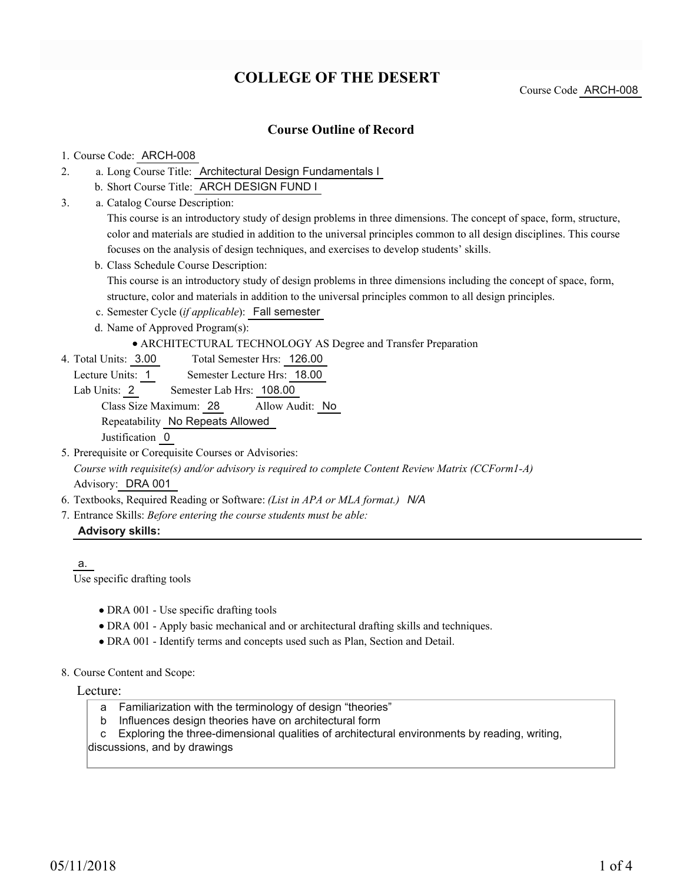# COLLEGE OF THE DESERT

Course Code ARCH-008

## Course Outline of Record

1. Course Code: ARCH-008
2. a. Long Course Title: Architectural Design Fundamentals I
   b. Short Course Title: ARCH DESIGN FUND I
3. a. Catalog Course Description:
   This course is an introductory study of design problems in three dimensions. The concept of space, form, structure, color and materials are studied in addition to the universal principles common to all design disciplines. This course focuses on the analysis of design techniques, and exercises to develop students' skills.
   b. Class Schedule Course Description:
   This course is an introductory study of design problems in three dimensions including the concept of space, form, structure, color and materials in addition to the universal principles common to all design principles.
   c. Semester Cycle (*if applicable*): Fall semester
   d. Name of Approved Program(s):
   - ARCHITECTURAL TECHNOLOGY AS Degree and Transfer Preparation
4. Total Units: 3.00 Total Semester Hrs: 126.00
   Lecture Units: 1 Semester Lecture Hrs: 18.00
   Lab Units: 2 Semester Lab Hrs: 108.00
   Class Size Maximum: 28 Allow Audit: No
   Repeatability No Repeats Allowed
   Justification 0
5. Prerequisite or Corequisite Courses or Advisories:
   *Course with requisite(s) and/or advisory is required to complete Content Review Matrix (CCForm1-A)*
   Advisory: DRA 001
6. Textbooks, Required Reading or Software: *(List in APA or MLA format.)* *N/A*
7. Entrance Skills: *Before entering the course students must be able:*

**Advisory skills:**

a.

Use specific drafting tools

- DRA 001 - Use specific drafting tools
- DRA 001 - Apply basic mechanical and or architectural drafting skills and techniques.
- DRA 001 - Identify terms and concepts used such as Plan, Section and Detail.

8. Course Content and Scope:

Lecture:

a Familiarization with the terminology of design "theories"
b Influences design theories have on architectural form
c Exploring the three-dimensional qualities of architectural environments by reading, writing, discussions, and by drawings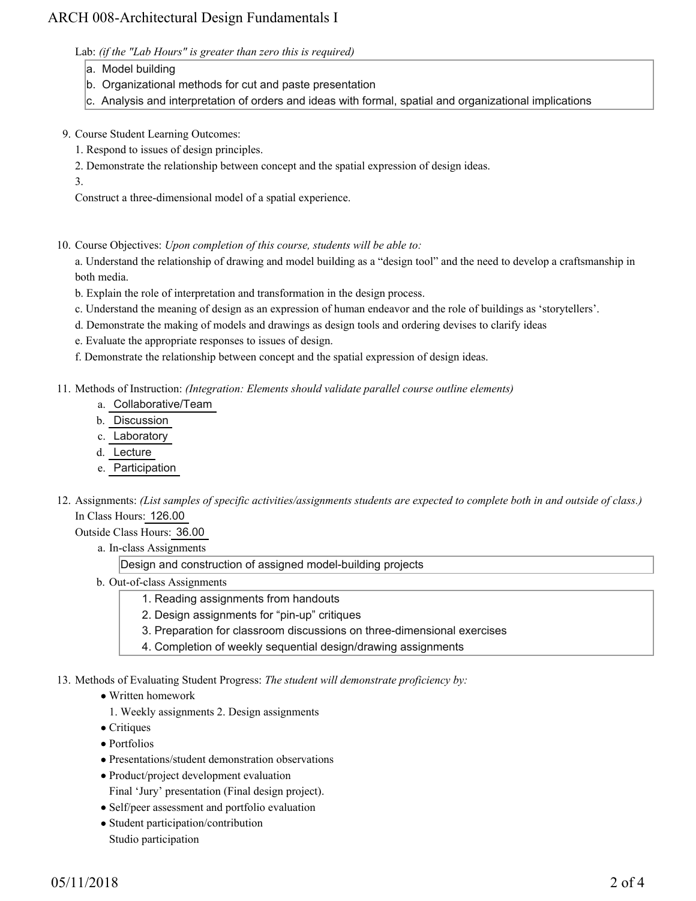Lab: *(if the "Lab Hours" is greater than zero this is required)*

a. Model building
b. Organizational methods for cut and paste presentation
c. Analysis and interpretation of orders and ideas with formal, spatial and organizational implications

9. Course Student Learning Outcomes:

   1. Respond to issues of design principles.
   2. Demonstrate the relationship between concept and the spatial expression of design ideas.
   3. 

   Construct a three-dimensional model of a spatial experience.

10. Course Objectives: *Upon completion of this course, students will be able to:*

    a. Understand the relationship of drawing and model building as a "design tool" and the need to develop a craftsmanship in both media.
    b. Explain the role of interpretation and transformation in the design process.
    c. Understand the meaning of design as an expression of human endeavor and the role of buildings as 'storytellers'.
    d. Demonstrate the making of models and drawings as design tools and ordering devises to clarify ideas
    e. Evaluate the appropriate responses to issues of design.
    f. Demonstrate the relationship between concept and the spatial expression of design ideas.

11. Methods of Instruction: *(Integration: Elements should validate parallel course outline elements)*

    a. Collaborative/Team
    b. Discussion
    c. Laboratory
    d. Lecture
    e. Participation

12. Assignments: *(List samples of specific activities/assignments students are expected to complete both in and outside of class.)*

    In Class Hours: 126.00

    Outside Class Hours: 36.00

    a. In-class Assignments

       Design and construction of assigned model-building projects

    b. Out-of-class Assignments

       1. Reading assignments from handouts
       2. Design assignments for "pin-up" critiques
       3. Preparation for classroom discussions on three-dimensional exercises
       4. Completion of weekly sequential design/drawing assignments

13. Methods of Evaluating Student Progress: *The student will demonstrate proficiency by:*

    - Written homework

      1. Weekly assignments 2. Design assignments
    - Critiques
    - Portfolios
    - Presentations/student demonstration observations
    - Product/project development evaluation

      Final 'Jury' presentation (Final design project).
    - Self/peer assessment and portfolio evaluation
    - Student participation/contribution

      Studio participation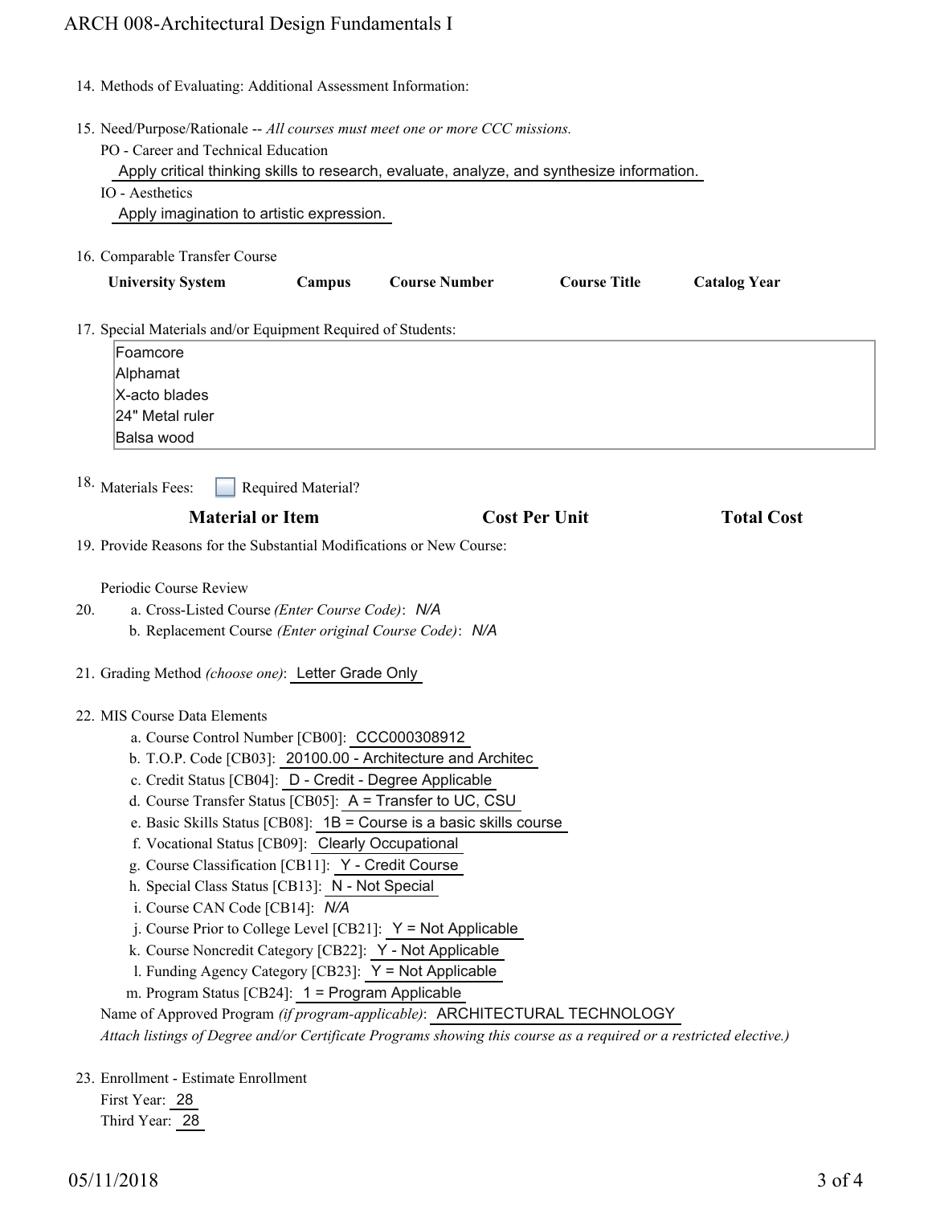14. Methods of Evaluating: Additional Assessment Information:

15. Need/Purpose/Rationale -- *All courses must meet one or more CCC missions.*

    PO - Career and Technical Education

    Apply critical thinking skills to research, evaluate, analyze, and synthesize information.

    IO - Aesthetics

    Apply imagination to artistic expression.

16. Comparable Transfer Course

| University System | Campus | Course Number | Course Title | Catalog Year |
|---|---|---|---|---|

17. Special Materials and/or Equipment Required of Students:

    Foamcore
    Alphamat
    X-acto blades
    24" Metal ruler
    Balsa wood

18. Materials Fees: ☐ Required Material?

| Material or Item | Cost Per Unit | Total Cost |
|---|---|---|

19. Provide Reasons for the Substantial Modifications or New Course:

    Periodic Course Review

20. a. Cross-Listed Course *(Enter Course Code)*: *N/A*

    b. Replacement Course *(Enter original Course Code)*: *N/A*

21. Grading Method *(choose one)*: Letter Grade Only

22. MIS Course Data Elements

    a. Course Control Number [CB00]: CCC000308912
    b. T.O.P. Code [CB03]: 20100.00 - Architecture and Architec
    c. Credit Status [CB04]: D - Credit - Degree Applicable
    d. Course Transfer Status [CB05]: A = Transfer to UC, CSU
    e. Basic Skills Status [CB08]: 1B = Course is a basic skills course
    f. Vocational Status [CB09]: Clearly Occupational
    g. Course Classification [CB11]: Y - Credit Course
    h. Special Class Status [CB13]: N - Not Special
    i. Course CAN Code [CB14]: *N/A*
    j. Course Prior to College Level [CB21]: Y = Not Applicable
    k. Course Noncredit Category [CB22]: Y - Not Applicable
    l. Funding Agency Category [CB23]: Y = Not Applicable
    m. Program Status [CB24]: 1 = Program Applicable

    Name of Approved Program *(if program-applicable)*: ARCHITECTURAL TECHNOLOGY

    *Attach listings of Degree and/or Certificate Programs showing this course as a required or a restricted elective.)*

23. Enrollment - Estimate Enrollment

    First Year: 28

    Third Year: 28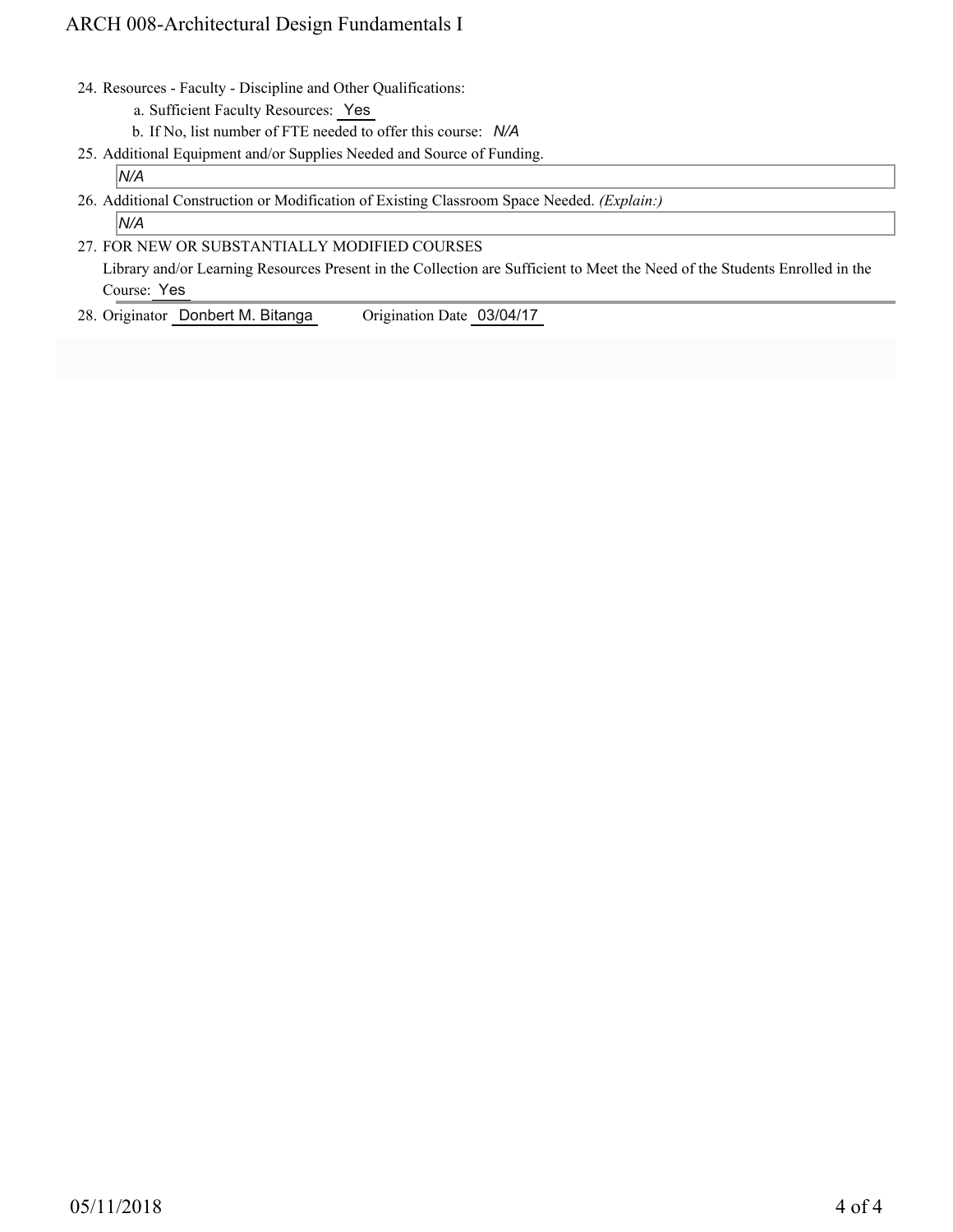24. Resources - Faculty - Discipline and Other Qualifications:
    a. Sufficient Faculty Resources: Yes
    b. If No, list number of FTE needed to offer this course: *N/A*
25. Additional Equipment and/or Supplies Needed and Source of Funding.

    *N/A*
26. Additional Construction or Modification of Existing Classroom Space Needed. *(Explain:)*

    *N/A*
27. FOR NEW OR SUBSTANTIALLY MODIFIED COURSES

    Library and/or Learning Resources Present in the Collection are Sufficient to Meet the Need of the Students Enrolled in the Course: Yes
28. Originator Donbert M. Bitanga Origination Date 03/04/17